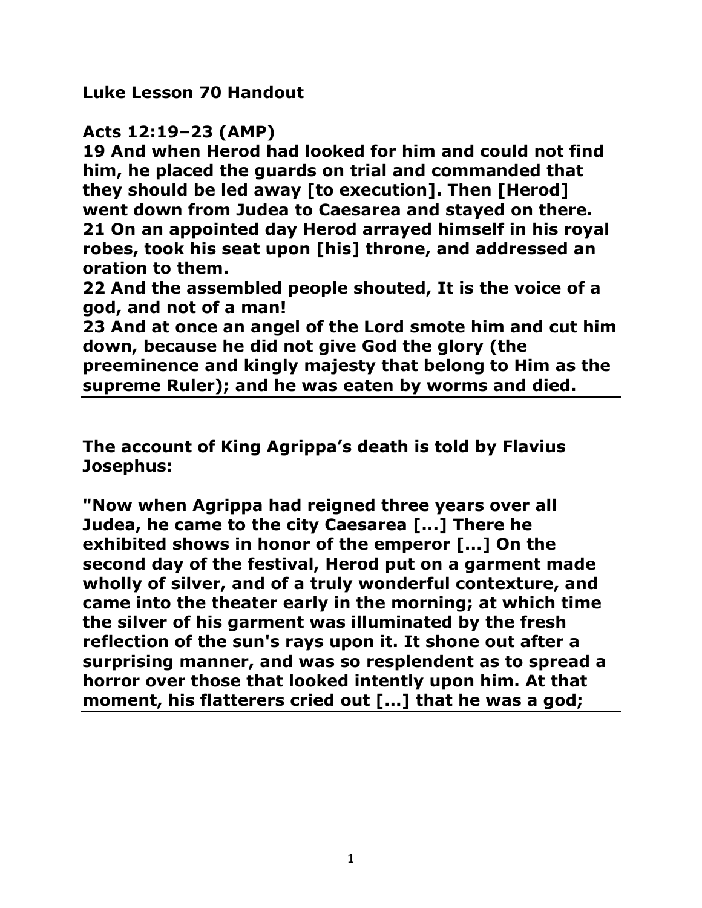**Luke Lesson 70 Handout**

**Acts 12:19–23 (AMP)**

**19 And when Herod had looked for him and could not find him, he placed the guards on trial and commanded that they should be led away [to execution]. Then [Herod] went down from Judea to Caesarea and stayed on there.**
**21 On an appointed day Herod arrayed himself in his royal robes, took his seat upon [his] throne, and addressed an oration to them.**
**22 And the assembled people shouted, It is the voice of a god, and not of a man!**
**23 And at once an angel of the Lord smote him and cut him down, because he did not give God the glory (the preeminence and kingly majesty that belong to Him as the supreme Ruler); and he was eaten by worms and died.**

---

**The account of King Agrippa's death is told by Flavius Josephus:**

**"Now when Agrippa had reigned three years over all Judea, he came to the city Caesarea [...] There he exhibited shows in honor of the emperor [...] On the second day of the festival, Herod put on a garment made wholly of silver, and of a truly wonderful contexture, and came into the theater early in the morning; at which time the silver of his garment was illuminated by the fresh reflection of the sun's rays upon it. It shone out after a surprising manner, and was so resplendent as to spread a horror over those that looked intently upon him. At that moment, his flatterers cried out [...] that he was a god;**

---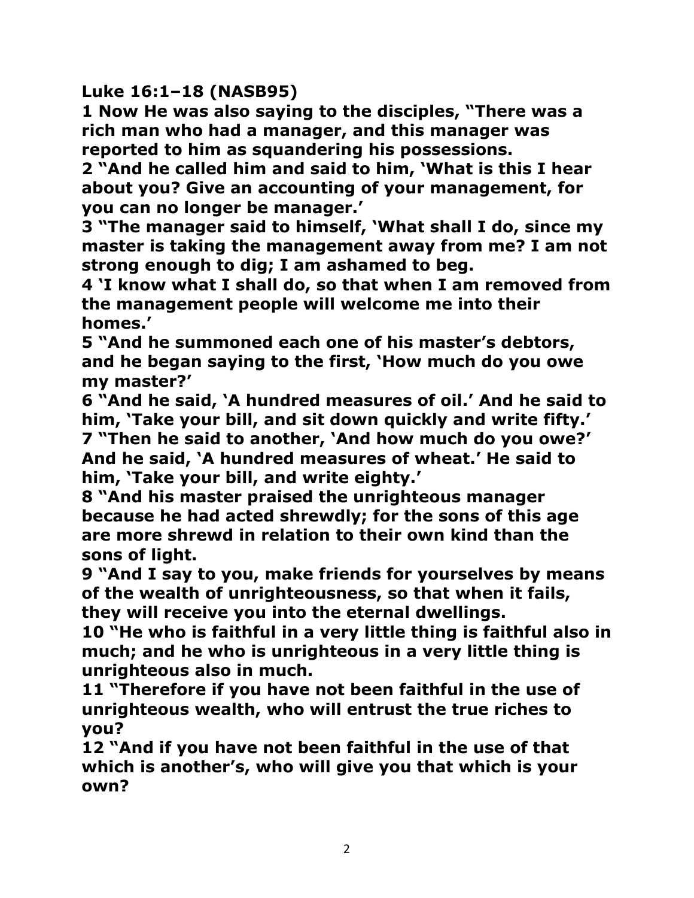**Luke 16:1–18 (NASB95)**

**1 Now He was also saying to the disciples, "There was a rich man who had a manager, and this manager was reported to him as squandering his possessions.**

**2 "And he called him and said to him, 'What is this I hear about you? Give an accounting of your management, for you can no longer be manager.'**

**3 "The manager said to himself, 'What shall I do, since my master is taking the management away from me? I am not strong enough to dig; I am ashamed to beg.**

**4 'I know what I shall do, so that when I am removed from the management people will welcome me into their homes.'**

**5 "And he summoned each one of his master's debtors, and he began saying to the first, 'How much do you owe my master?'**

**6 "And he said, 'A hundred measures of oil.' And he said to him, 'Take your bill, and sit down quickly and write fifty.'**

**7 "Then he said to another, 'And how much do you owe?' And he said, 'A hundred measures of wheat.' He said to him, 'Take your bill, and write eighty.'**

**8 "And his master praised the unrighteous manager because he had acted shrewdly; for the sons of this age are more shrewd in relation to their own kind than the sons of light.**

**9 "And I say to you, make friends for yourselves by means of the wealth of unrighteousness, so that when it fails, they will receive you into the eternal dwellings.**

**10 "He who is faithful in a very little thing is faithful also in much; and he who is unrighteous in a very little thing is unrighteous also in much.**

**11 "Therefore if you have not been faithful in the use of unrighteous wealth, who will entrust the true riches to you?**

**12 "And if you have not been faithful in the use of that which is another's, who will give you that which is your own?**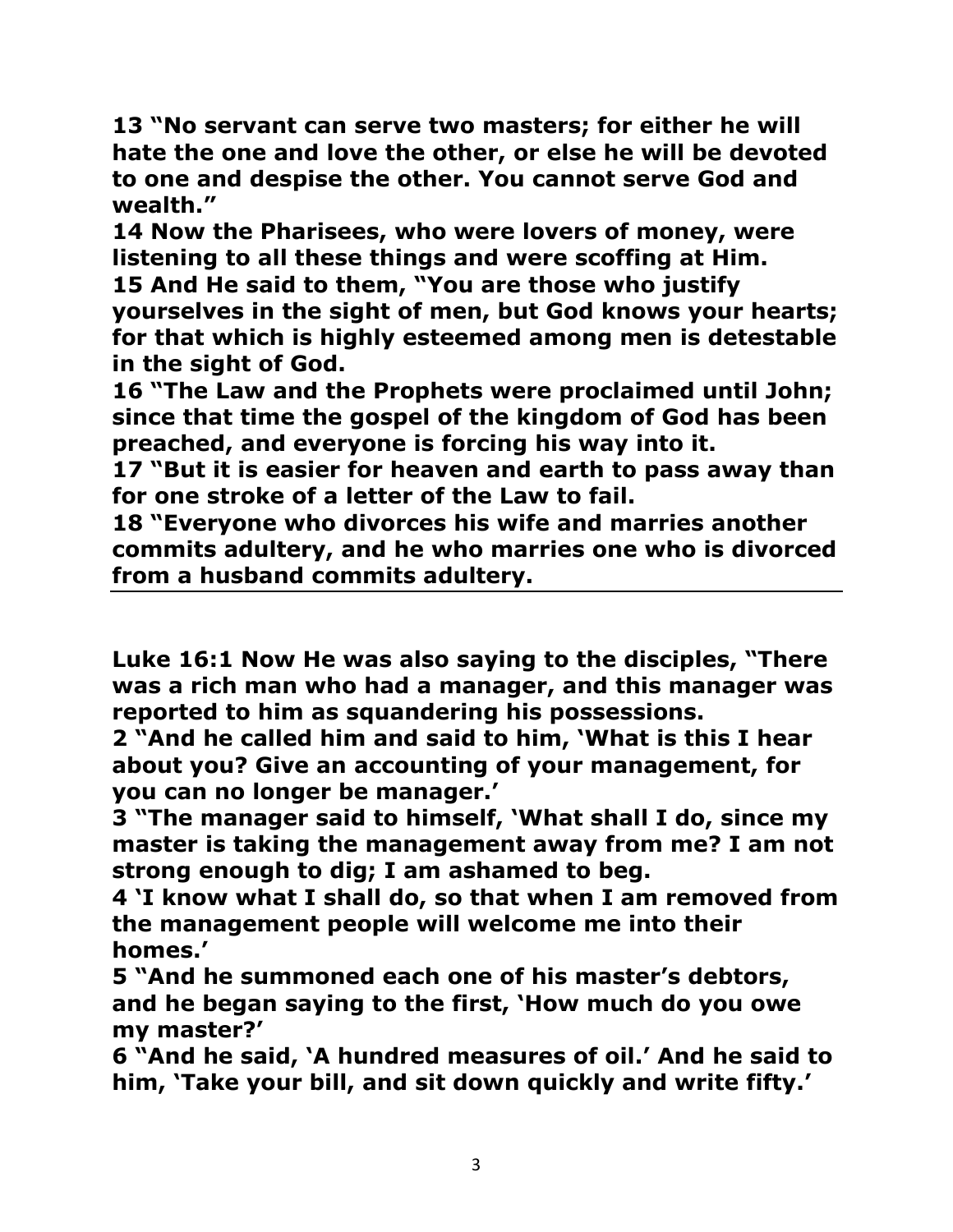**13 "No servant can serve two masters; for either he will hate the one and love the other, or else he will be devoted to one and despise the other. You cannot serve God and wealth."**
**14 Now the Pharisees, who were lovers of money, were listening to all these things and were scoffing at Him.**
**15 And He said to them, "You are those who justify yourselves in the sight of men, but God knows your hearts; for that which is highly esteemed among men is detestable in the sight of God.**
**16 "The Law and the Prophets were proclaimed until John; since that time the gospel of the kingdom of God has been preached, and everyone is forcing his way into it.**
**17 "But it is easier for heaven and earth to pass away than for one stroke of a letter of the Law to fail.**
**18 "Everyone who divorces his wife and marries another commits adultery, and he who marries one who is divorced from a husband commits adultery.**

---

**Luke 16:1 Now He was also saying to the disciples, "There was a rich man who had a manager, and this manager was reported to him as squandering his possessions.**
**2 "And he called him and said to him, 'What is this I hear about you? Give an accounting of your management, for you can no longer be manager.'**
**3 "The manager said to himself, 'What shall I do, since my master is taking the management away from me? I am not strong enough to dig; I am ashamed to beg.**
**4 'I know what I shall do, so that when I am removed from the management people will welcome me into their homes.'**
**5 "And he summoned each one of his master's debtors, and he began saying to the first, 'How much do you owe my master?'**
**6 "And he said, 'A hundred measures of oil.' And he said to him, 'Take your bill, and sit down quickly and write fifty.'**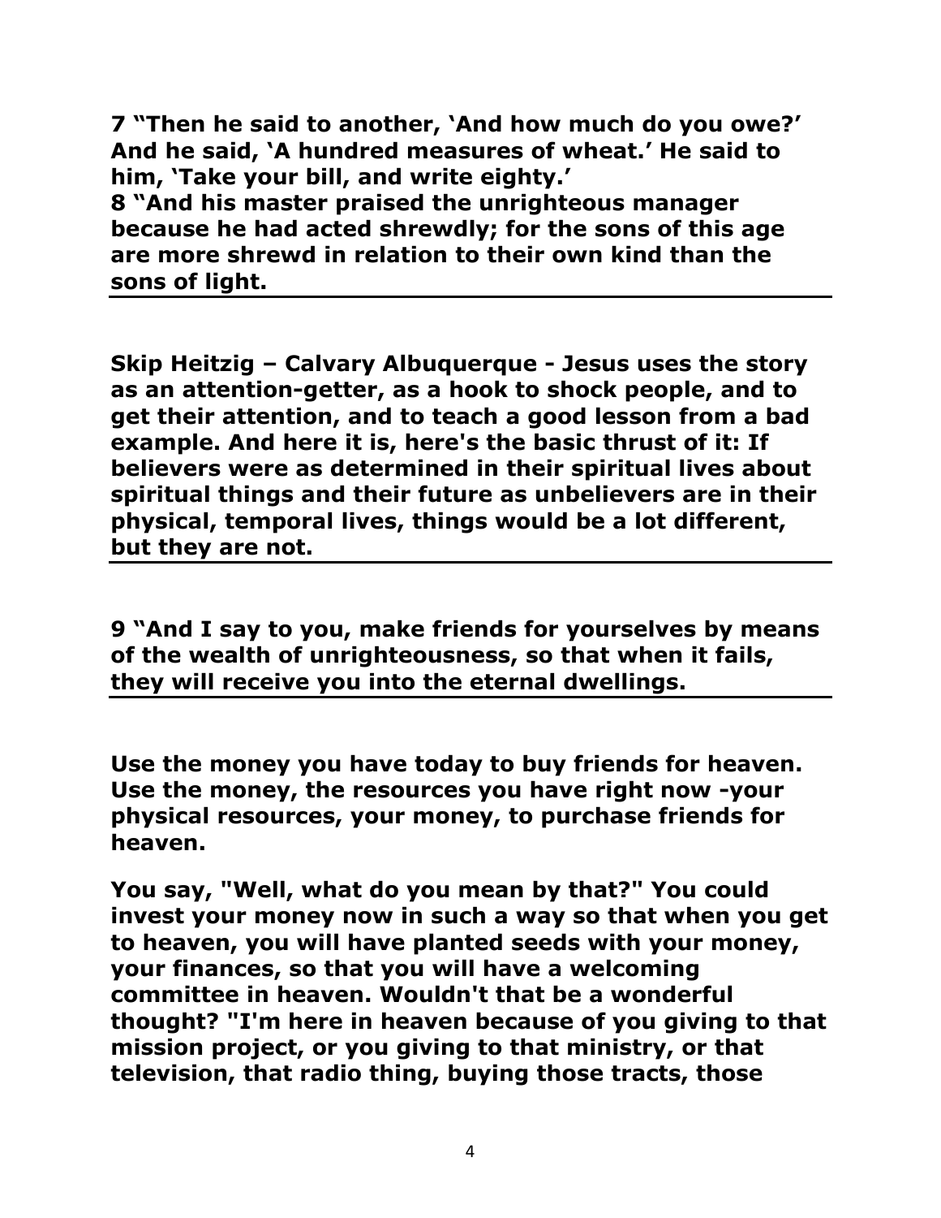**7 "Then he said to another, 'And how much do you owe?' And he said, 'A hundred measures of wheat.' He said to him, 'Take your bill, and write eighty.'**
**8 "And his master praised the unrighteous manager because he had acted shrewdly; for the sons of this age are more shrewd in relation to their own kind than the sons of light.**

---

**Skip Heitzig – Calvary Albuquerque - Jesus uses the story as an attention-getter, as a hook to shock people, and to get their attention, and to teach a good lesson from a bad example. And here it is, here's the basic thrust of it: If believers were as determined in their spiritual lives about spiritual things and their future as unbelievers are in their physical, temporal lives, things would be a lot different, but they are not.**

---

**9 "And I say to you, make friends for yourselves by means of the wealth of unrighteousness, so that when it fails, they will receive you into the eternal dwellings.**

---

**Use the money you have today to buy friends for heaven. Use the money, the resources you have right now -your physical resources, your money, to purchase friends for heaven.**

**You say, "Well, what do you mean by that?" You could invest your money now in such a way so that when you get to heaven, you will have planted seeds with your money, your finances, so that you will have a welcoming committee in heaven. Wouldn't that be a wonderful thought? "I'm here in heaven because of you giving to that mission project, or you giving to that ministry, or that television, that radio thing, buying those tracts, those**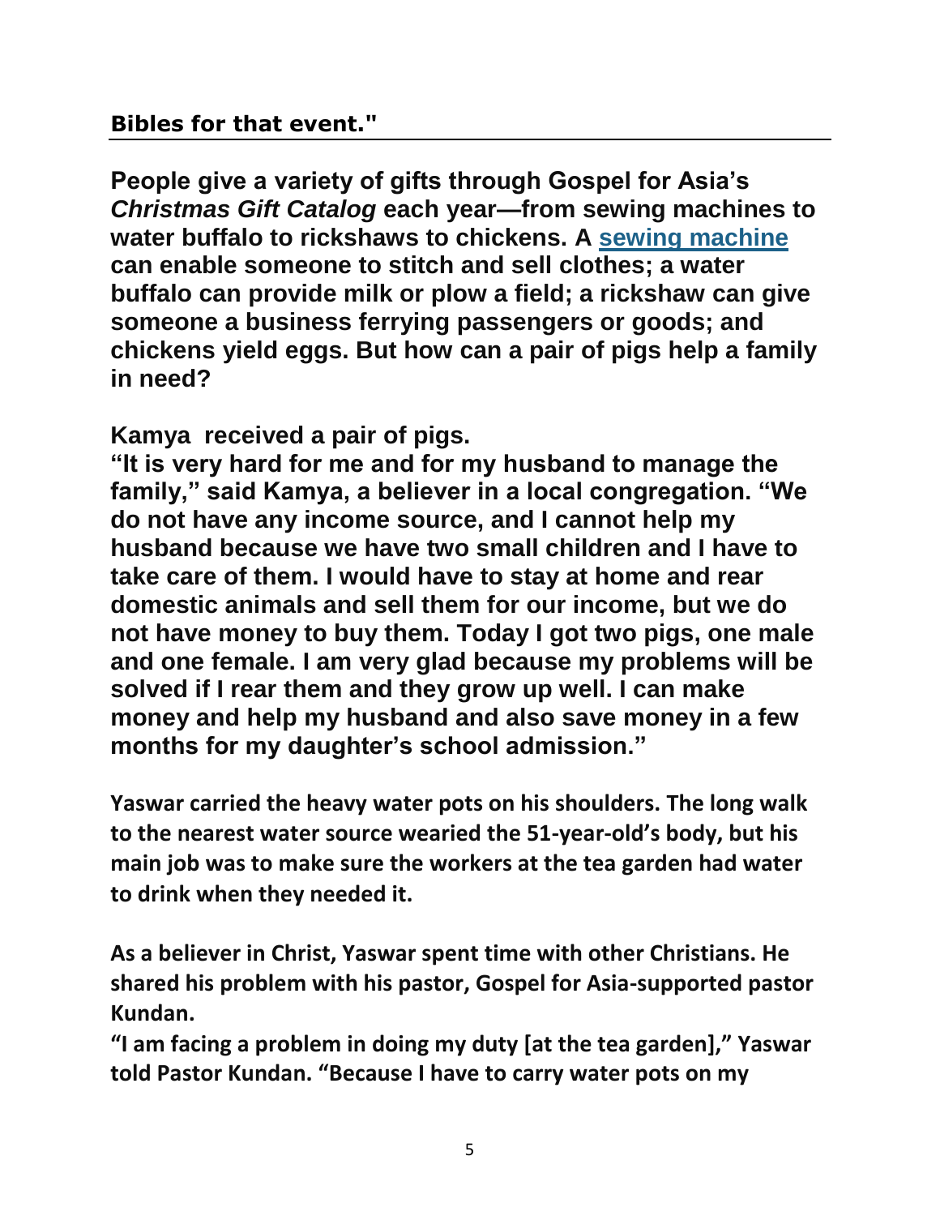**Bibles for that event."**

---

**People give a variety of gifts through Gospel for Asia's *Christmas Gift Catalog* each year—from sewing machines to water buffalo to rickshaws to chickens. A sewing machine can enable someone to stitch and sell clothes; a water buffalo can provide milk or plow a field; a rickshaw can give someone a business ferrying passengers or goods; and chickens yield eggs. But how can a pair of pigs help a family in need?**

**Kamya received a pair of pigs.**

**"It is very hard for me and for my husband to manage the family," said Kamya, a believer in a local congregation. "We do not have any income source, and I cannot help my husband because we have two small children and I have to take care of them. I would have to stay at home and rear domestic animals and sell them for our income, but we do not have money to buy them. Today I got two pigs, one male and one female. I am very glad because my problems will be solved if I rear them and they grow up well. I can make money and help my husband and also save money in a few months for my daughter's school admission."**

**Yaswar carried the heavy water pots on his shoulders. The long walk to the nearest water source wearied the 51-year-old's body, but his main job was to make sure the workers at the tea garden had water to drink when they needed it.**

**As a believer in Christ, Yaswar spent time with other Christians. He shared his problem with his pastor, Gospel for Asia-supported pastor Kundan.**

**"I am facing a problem in doing my duty [at the tea garden]," Yaswar told Pastor Kundan. "Because I have to carry water pots on my**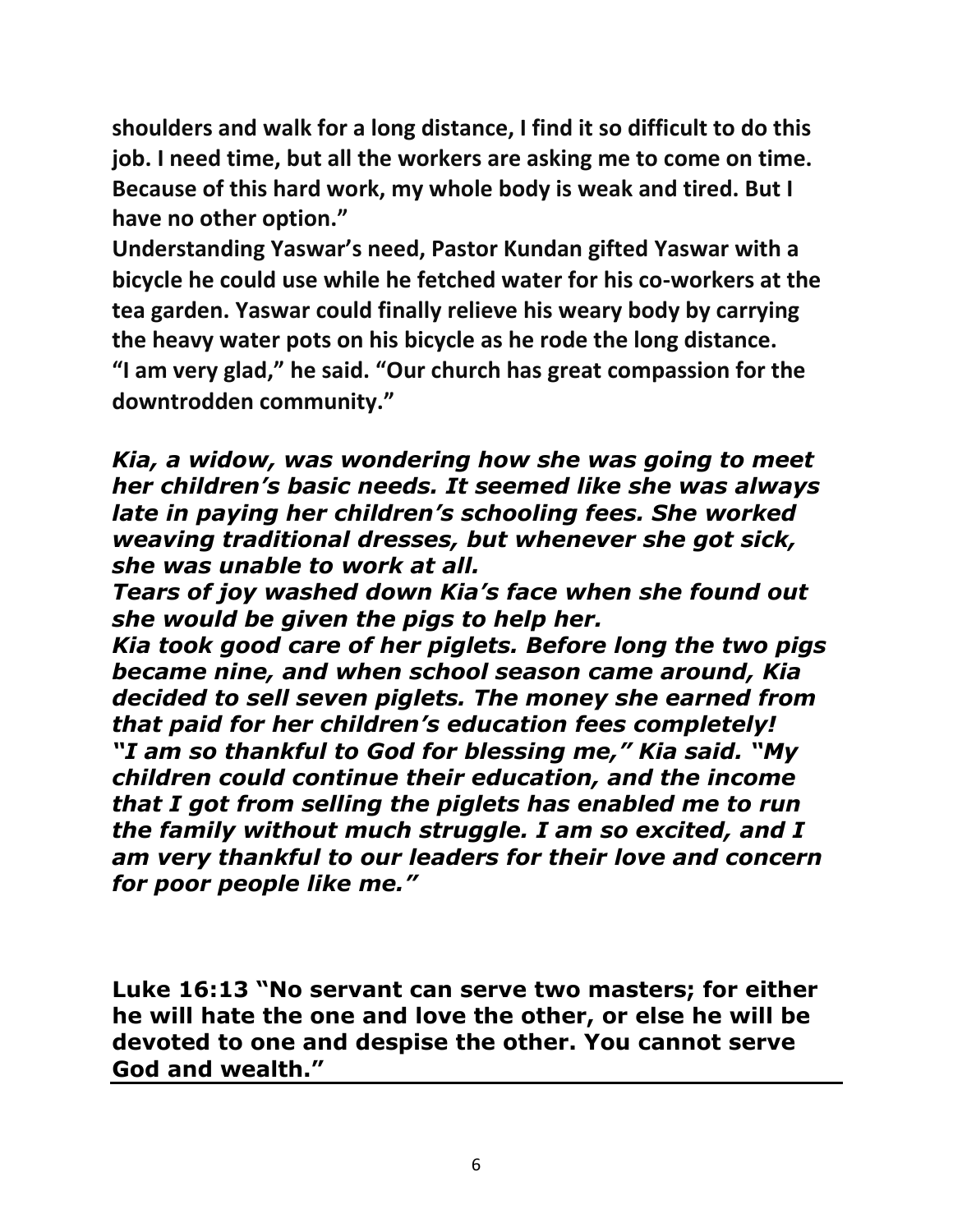**shoulders and walk for a long distance, I find it so difficult to do this job. I need time, but all the workers are asking me to come on time. Because of this hard work, my whole body is weak and tired. But I have no other option."**

**Understanding Yaswar's need, Pastor Kundan gifted Yaswar with a bicycle he could use while he fetched water for his co-workers at the tea garden. Yaswar could finally relieve his weary body by carrying the heavy water pots on his bicycle as he rode the long distance.**

**"I am very glad," he said. "Our church has great compassion for the downtrodden community."**

***Kia, a widow, was wondering how she was going to meet her children's basic needs. It seemed like she was always late in paying her children's schooling fees. She worked weaving traditional dresses, but whenever she got sick, she was unable to work at all.***

***Tears of joy washed down Kia's face when she found out she would be given the pigs to help her.***

***Kia took good care of her piglets. Before long the two pigs became nine, and when school season came around, Kia decided to sell seven piglets. The money she earned from that paid for her children's education fees completely!***

***"I am so thankful to God for blessing me," Kia said. "My children could continue their education, and the income that I got from selling the piglets has enabled me to run the family without much struggle. I am so excited, and I am very thankful to our leaders for their love and concern for poor people like me."***

**Luke 16:13 "No servant can serve two masters; for either he will hate the one and love the other, or else he will be devoted to one and despise the other. You cannot serve God and wealth."**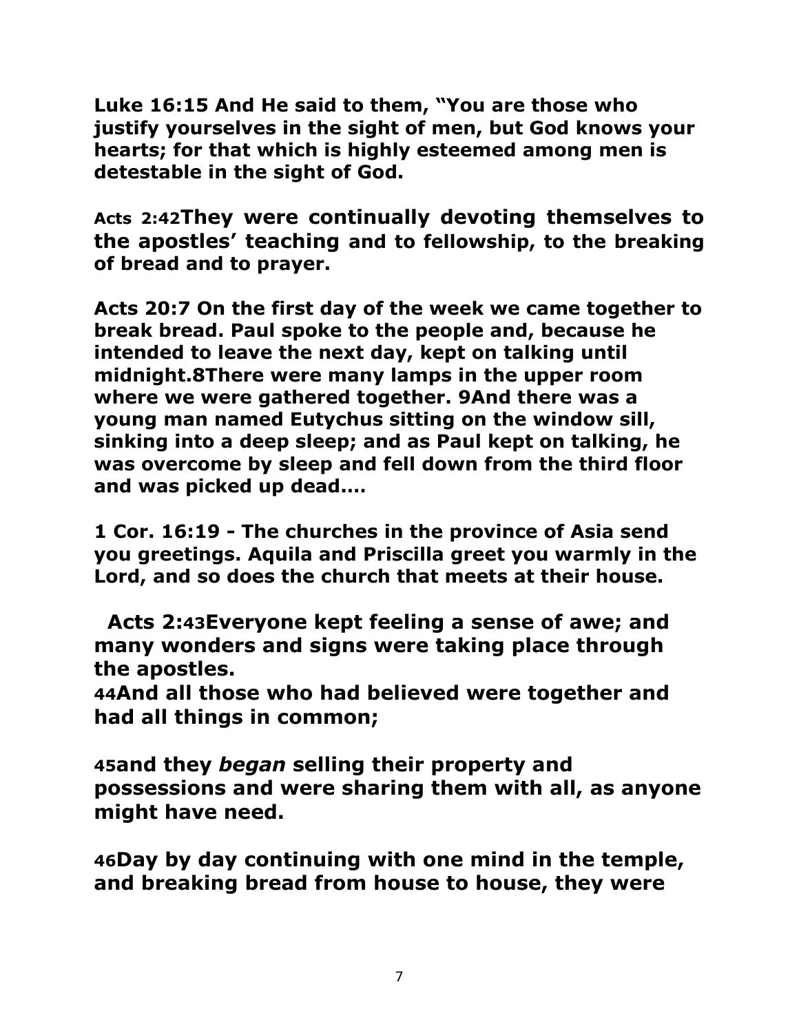**Luke 16:15 And He said to them, "You are those who justify yourselves in the sight of men, but God knows your hearts; for that which is highly esteemed among men is detestable in the sight of God.**

**Acts 2:42They were continually devoting themselves to the apostles' teaching and to fellowship, to the breaking of bread and to prayer.**

**Acts 20:7 On the first day of the week we came together to break bread. Paul spoke to the people and, because he intended to leave the next day, kept on talking until midnight.8There were many lamps in the upper room where we were gathered together. 9And there was a young man named Eutychus sitting on the window sill, sinking into a deep sleep; and as Paul kept on talking, he was overcome by sleep and fell down from the third floor and was picked up dead....**

**1 Cor. 16:19 - The churches in the province of Asia send you greetings. Aquila and Priscilla greet you warmly in the Lord, and so does the church that meets at their house.**

**Acts 2:43Everyone kept feeling a sense of awe; and many wonders and signs were taking place through the apostles.**
**44And all those who had believed were together and had all things in common;**

**45and they *began* selling their property and possessions and were sharing them with all, as anyone might have need.**

**46Day by day continuing with one mind in the temple, and breaking bread from house to house, they were**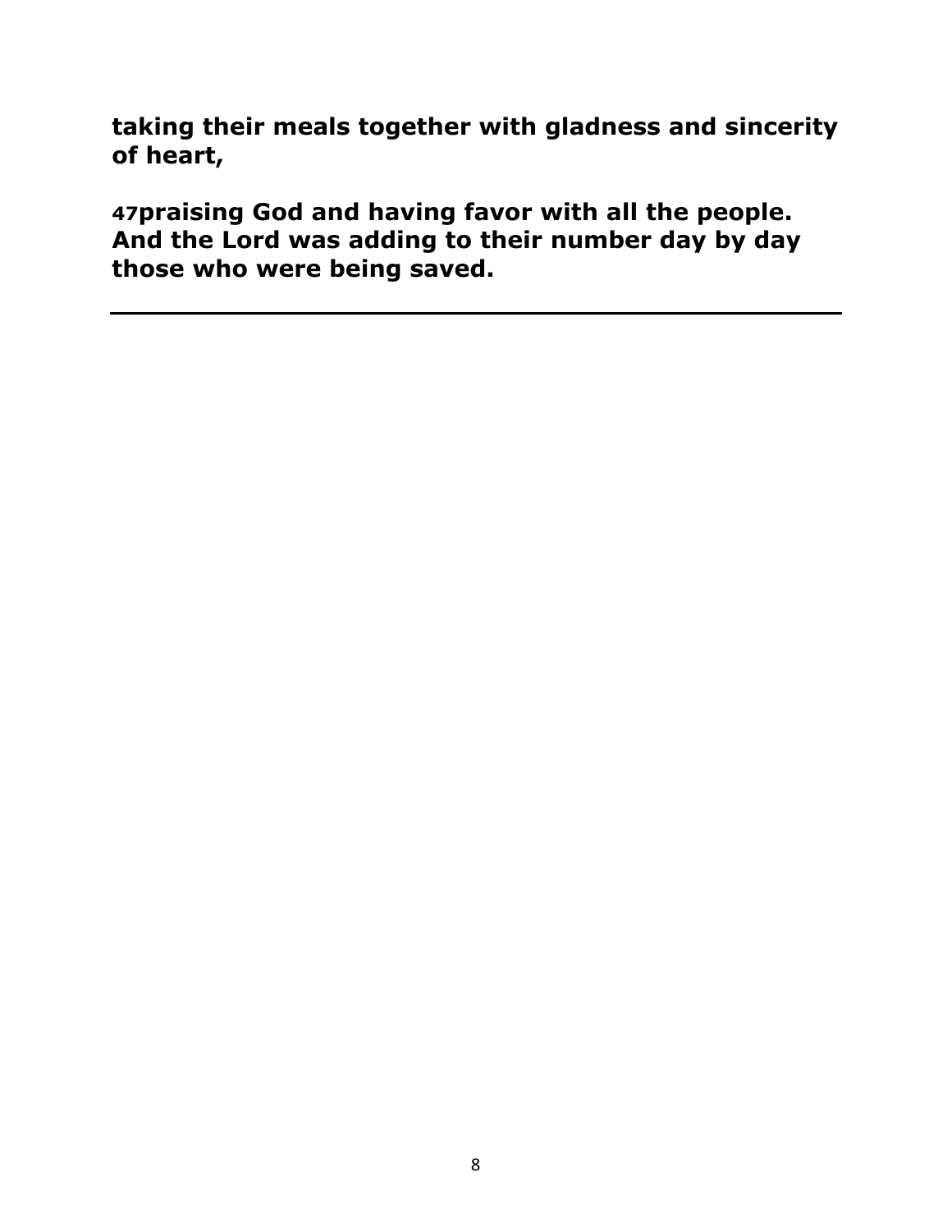**taking their meals together with gladness and sincerity of heart,**

**47praising God and having favor with all the people. And the Lord was adding to their number day by day those who were being saved.**

---